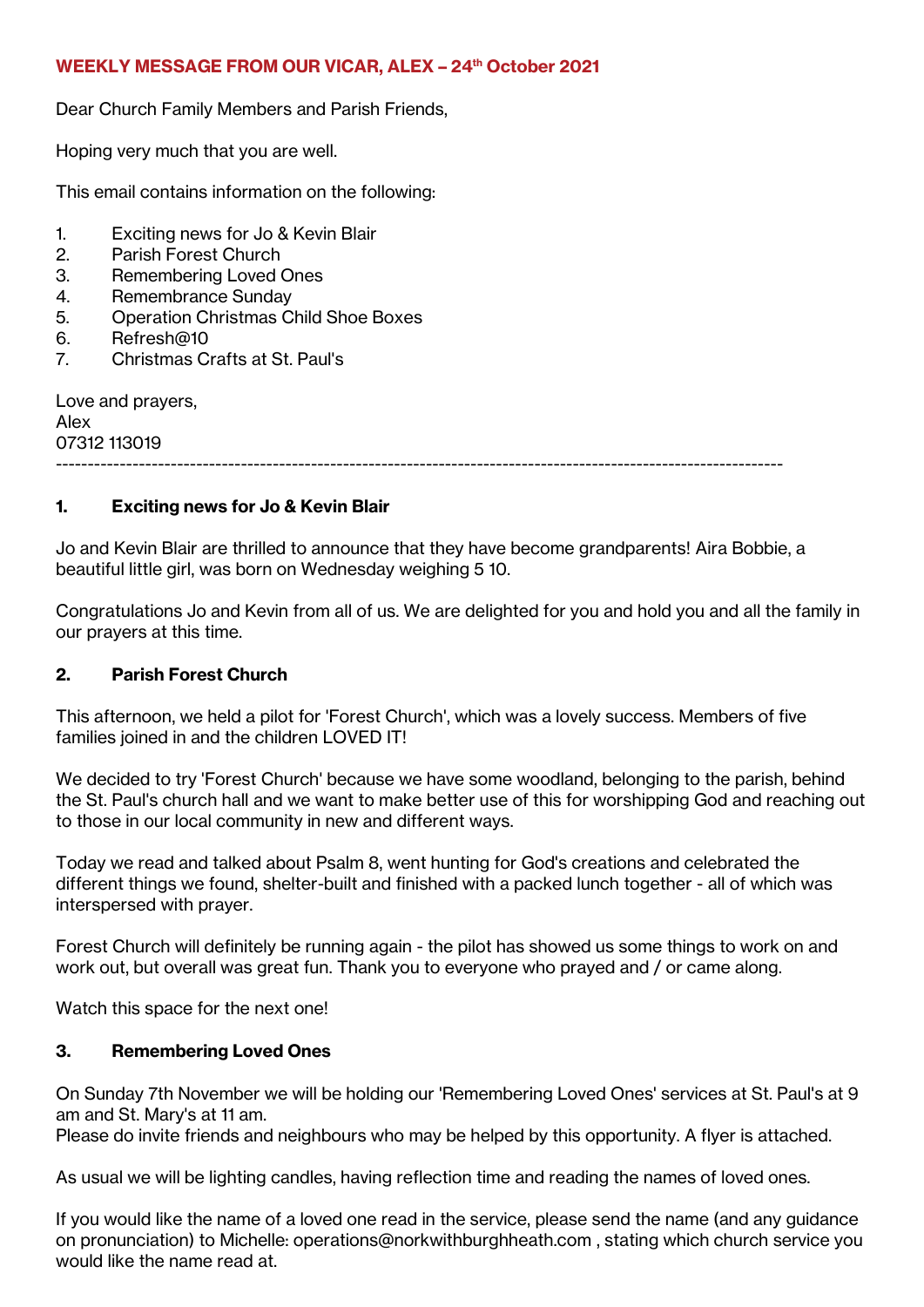## WEEKLY MESSAGE FROM OUR VICAR, ALEX – 24th October 2021

Dear Church Family Members and Parish Friends,

Hoping very much that you are well.

This email contains information on the following:

1. Exciting news for Jo & Kevin Blair
2. Parish Forest Church
3. Remembering Loved Ones
4. Remembrance Sunday
5. Operation Christmas Child Shoe Boxes
6. Refresh@10
7. Christmas Crafts at St. Paul's

Love and prayers,
Alex
07312 113019

---

### 1. Exciting news for Jo & Kevin Blair

Jo and Kevin Blair are thrilled to announce that they have become grandparents! Aira Bobbie, a beautiful little girl, was born on Wednesday weighing 5 10.

Congratulations Jo and Kevin from all of us. We are delighted for you and hold you and all the family in our prayers at this time.

### 2. Parish Forest Church

This afternoon, we held a pilot for 'Forest Church', which was a lovely success. Members of five families joined in and the children LOVED IT!

We decided to try 'Forest Church' because we have some woodland, belonging to the parish, behind the St. Paul's church hall and we want to make better use of this for worshipping God and reaching out to those in our local community in new and different ways.

Today we read and talked about Psalm 8, went hunting for God's creations and celebrated the different things we found, shelter-built and finished with a packed lunch together - all of which was interspersed with prayer.

Forest Church will definitely be running again - the pilot has showed us some things to work on and work out, but overall was great fun. Thank you to everyone who prayed and / or came along.

Watch this space for the next one!

### 3. Remembering Loved Ones

On Sunday 7th November we will be holding our 'Remembering Loved Ones' services at St. Paul's at 9 am and St. Mary's at 11 am.
Please do invite friends and neighbours who may be helped by this opportunity. A flyer is attached.

As usual we will be lighting candles, having reflection time and reading the names of loved ones.

If you would like the name of a loved one read in the service, please send the name (and any guidance on pronunciation) to Michelle: operations@norkwithburghheath.com , stating which church service you would like the name read at.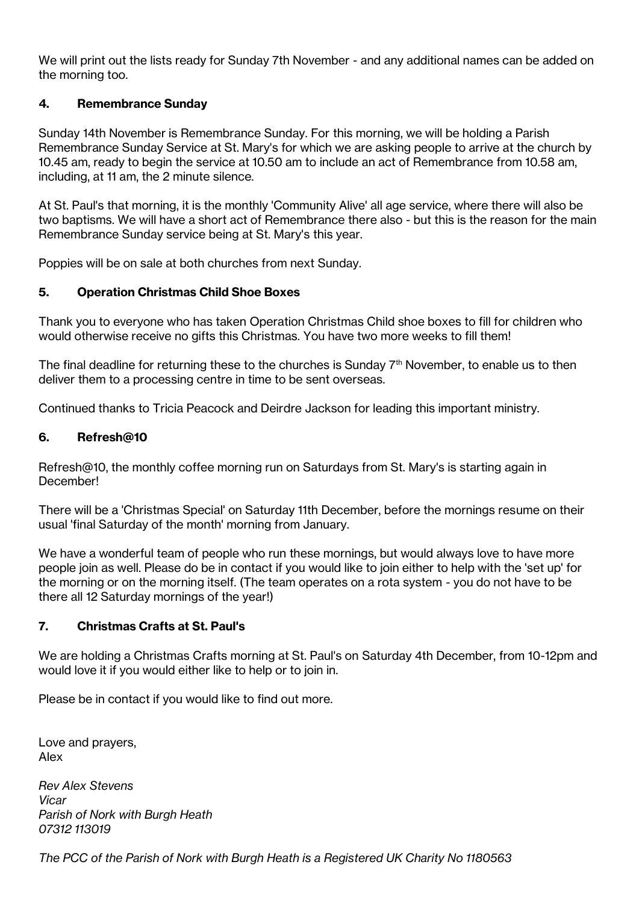We will print out the lists ready for Sunday 7th November - and any additional names can be added on the morning too.

### 4. Remembrance Sunday

Sunday 14th November is Remembrance Sunday. For this morning, we will be holding a Parish Remembrance Sunday Service at St. Mary's for which we are asking people to arrive at the church by 10.45 am, ready to begin the service at 10.50 am to include an act of Remembrance from 10.58 am, including, at 11 am, the 2 minute silence.

At St. Paul's that morning, it is the monthly 'Community Alive' all age service, where there will also be two baptisms. We will have a short act of Remembrance there also - but this is the reason for the main Remembrance Sunday service being at St. Mary's this year.

Poppies will be on sale at both churches from next Sunday.

### 5. Operation Christmas Child Shoe Boxes

Thank you to everyone who has taken Operation Christmas Child shoe boxes to fill for children who would otherwise receive no gifts this Christmas. You have two more weeks to fill them!

The final deadline for returning these to the churches is Sunday 7th November, to enable us to then deliver them to a processing centre in time to be sent overseas.

Continued thanks to Tricia Peacock and Deirdre Jackson for leading this important ministry.

### 6. Refresh@10

Refresh@10, the monthly coffee morning run on Saturdays from St. Mary's is starting again in December!

There will be a 'Christmas Special' on Saturday 11th December, before the mornings resume on their usual 'final Saturday of the month' morning from January.

We have a wonderful team of people who run these mornings, but would always love to have more people join as well. Please do be in contact if you would like to join either to help with the 'set up' for the morning or on the morning itself. (The team operates on a rota system - you do not have to be there all 12 Saturday mornings of the year!)

### 7. Christmas Crafts at St. Paul's

We are holding a Christmas Crafts morning at St. Paul's on Saturday 4th December, from 10-12pm and would love it if you would either like to help or to join in.

Please be in contact if you would like to find out more.

Love and prayers,
Alex

*Rev Alex Stevens*
*Vicar*
*Parish of Nork with Burgh Heath*
*07312 113019*

*The PCC of the Parish of Nork with Burgh Heath is a Registered UK Charity No 1180563*